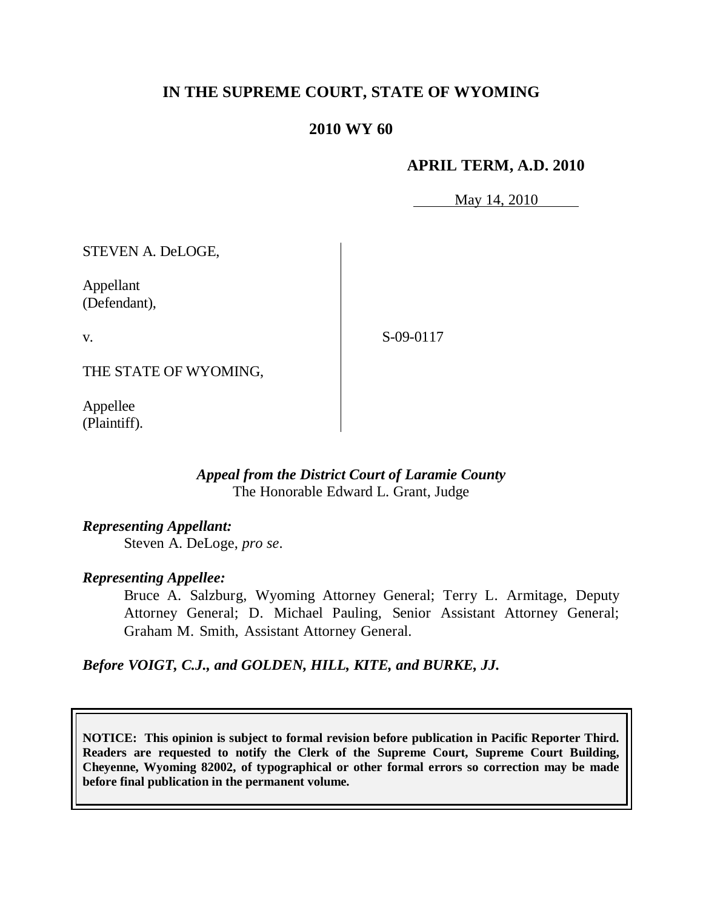**IN THE SUPREME COURT, STATE OF WYOMING**

**2010 WY 60**

**APRIL TERM, A.D. 2010**

May 14, 2010

STEVEN A. DeLOGE,

Appellant
(Defendant),

v.

THE STATE OF WYOMING,

Appellee
(Plaintiff).

S-09-0117

***Appeal from the District Court of Laramie County***
The Honorable Edward L. Grant, Judge

***Representing Appellant:***
Steven A. DeLoge, *pro se*.

***Representing Appellee:***
Bruce A. Salzburg, Wyoming Attorney General; Terry L. Armitage, Deputy Attorney General; D. Michael Pauling, Senior Assistant Attorney General; Graham M. Smith, Assistant Attorney General.

***Before VOIGT, C.J., and GOLDEN, HILL, KITE, and BURKE, JJ.***

**NOTICE: This opinion is subject to formal revision before publication in Pacific Reporter Third. Readers are requested to notify the Clerk of the Supreme Court, Supreme Court Building, Cheyenne, Wyoming 82002, of typographical or other formal errors so correction may be made before final publication in the permanent volume.**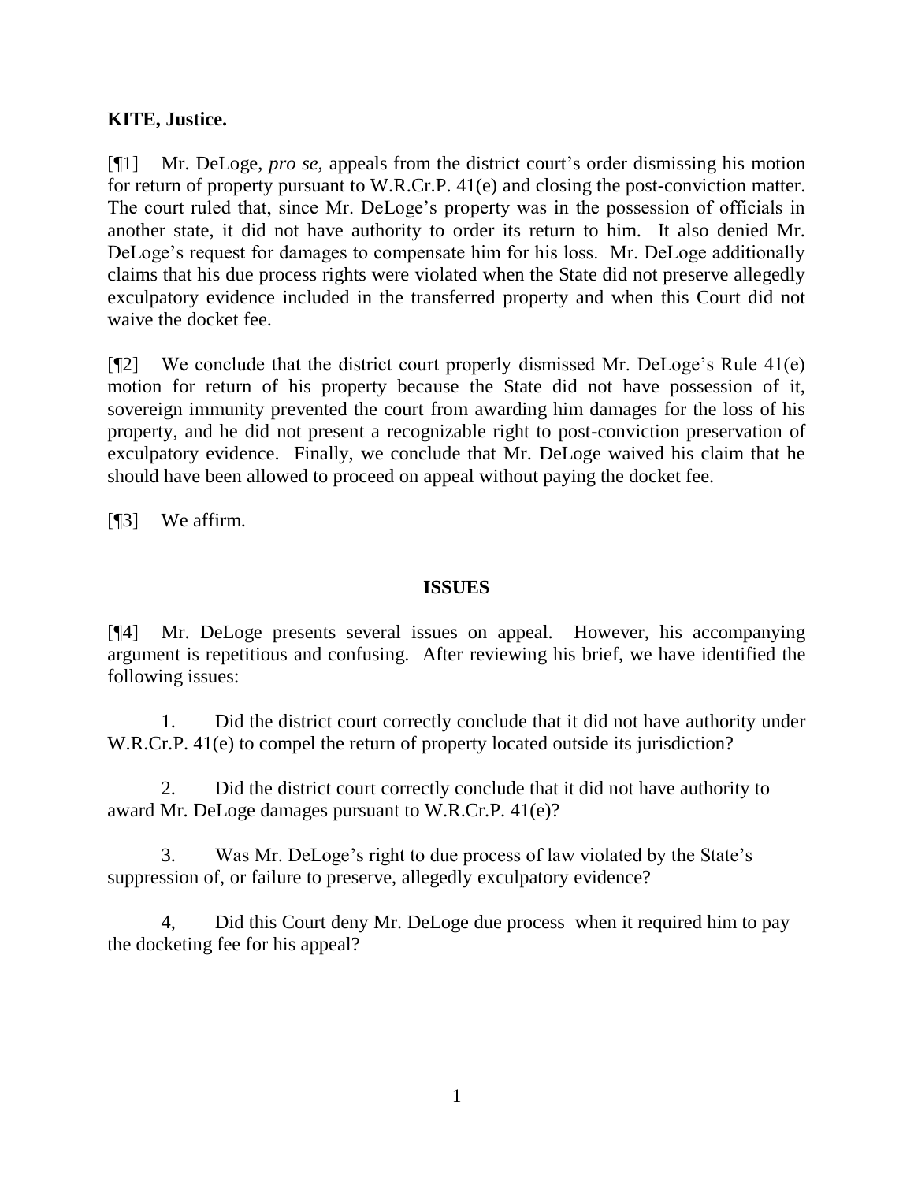**KITE, Justice.**

[¶1] Mr. DeLoge, *pro se,* appeals from the district court's order dismissing his motion for return of property pursuant to W.R.Cr.P. 41(e) and closing the post-conviction matter. The court ruled that, since Mr. DeLoge's property was in the possession of officials in another state, it did not have authority to order its return to him. It also denied Mr. DeLoge's request for damages to compensate him for his loss. Mr. DeLoge additionally claims that his due process rights were violated when the State did not preserve allegedly exculpatory evidence included in the transferred property and when this Court did not waive the docket fee.

[¶2] We conclude that the district court properly dismissed Mr. DeLoge's Rule 41(e) motion for return of his property because the State did not have possession of it, sovereign immunity prevented the court from awarding him damages for the loss of his property, and he did not present a recognizable right to post-conviction preservation of exculpatory evidence. Finally, we conclude that Mr. DeLoge waived his claim that he should have been allowed to proceed on appeal without paying the docket fee.

[¶3] We affirm.

## ISSUES

[¶4] Mr. DeLoge presents several issues on appeal. However, his accompanying argument is repetitious and confusing. After reviewing his brief, we have identified the following issues:

1. Did the district court correctly conclude that it did not have authority under W.R.Cr.P. 41(e) to compel the return of property located outside its jurisdiction?

2. Did the district court correctly conclude that it did not have authority to award Mr. DeLoge damages pursuant to W.R.Cr.P. 41(e)?

3. Was Mr. DeLoge's right to due process of law violated by the State's suppression of, or failure to preserve, allegedly exculpatory evidence?

4, Did this Court deny Mr. DeLoge due process when it required him to pay the docketing fee for his appeal?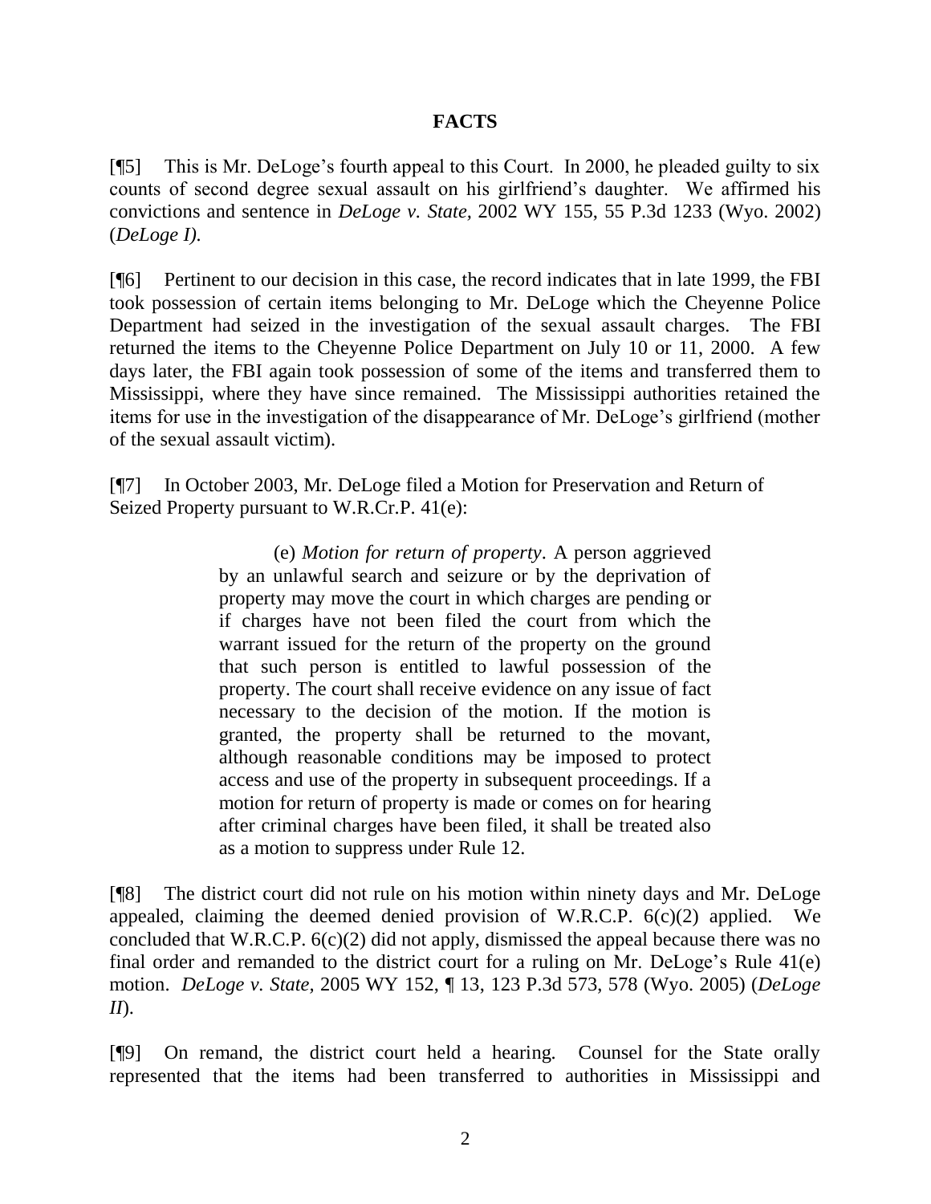## FACTS

[¶5] This is Mr. DeLoge's fourth appeal to this Court. In 2000, he pleaded guilty to six counts of second degree sexual assault on his girlfriend's daughter. We affirmed his convictions and sentence in *DeLoge v. State*, 2002 WY 155, 55 P.3d 1233 (Wyo. 2002) (*DeLoge I)*.

[¶6] Pertinent to our decision in this case, the record indicates that in late 1999, the FBI took possession of certain items belonging to Mr. DeLoge which the Cheyenne Police Department had seized in the investigation of the sexual assault charges. The FBI returned the items to the Cheyenne Police Department on July 10 or 11, 2000. A few days later, the FBI again took possession of some of the items and transferred them to Mississippi, where they have since remained. The Mississippi authorities retained the items for use in the investigation of the disappearance of Mr. DeLoge's girlfriend (mother of the sexual assault victim).

[¶7] In October 2003, Mr. DeLoge filed a Motion for Preservation and Return of Seized Property pursuant to W.R.Cr.P. 41(e):

> (e) *Motion for return of property*. A person aggrieved by an unlawful search and seizure or by the deprivation of property may move the court in which charges are pending or if charges have not been filed the court from which the warrant issued for the return of the property on the ground that such person is entitled to lawful possession of the property. The court shall receive evidence on any issue of fact necessary to the decision of the motion. If the motion is granted, the property shall be returned to the movant, although reasonable conditions may be imposed to protect access and use of the property in subsequent proceedings. If a motion for return of property is made or comes on for hearing after criminal charges have been filed, it shall be treated also as a motion to suppress under Rule 12.

[¶8] The district court did not rule on his motion within ninety days and Mr. DeLoge appealed, claiming the deemed denied provision of W.R.C.P. 6(c)(2) applied. We concluded that W.R.C.P. 6(c)(2) did not apply, dismissed the appeal because there was no final order and remanded to the district court for a ruling on Mr. DeLoge's Rule 41(e) motion. *DeLoge v. State*, 2005 WY 152, ¶ 13, 123 P.3d 573, 578 (Wyo. 2005) (*DeLoge II*).

[¶9] On remand, the district court held a hearing. Counsel for the State orally represented that the items had been transferred to authorities in Mississippi and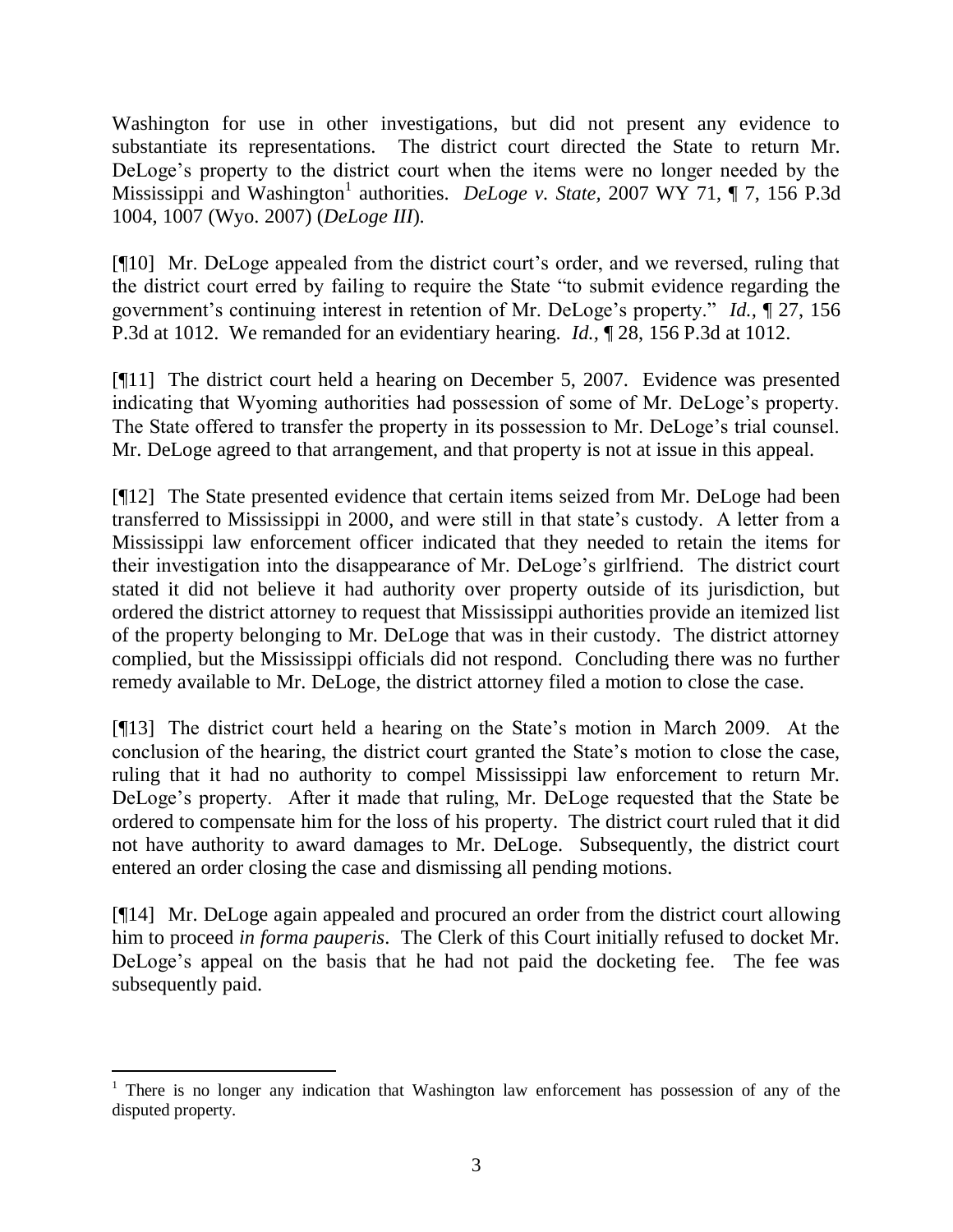Washington for use in other investigations, but did not present any evidence to substantiate its representations. The district court directed the State to return Mr. DeLoge's property to the district court when the items were no longer needed by the Mississippi and Washington[1] authorities. *DeLoge v. State*, 2007 WY 71, ¶ 7, 156 P.3d 1004, 1007 (Wyo. 2007) (*DeLoge III*).

[¶10] Mr. DeLoge appealed from the district court's order, and we reversed, ruling that the district court erred by failing to require the State "to submit evidence regarding the government's continuing interest in retention of Mr. DeLoge's property." *Id.*, ¶ 27, 156 P.3d at 1012. We remanded for an evidentiary hearing. *Id.*, ¶ 28, 156 P.3d at 1012.

[¶11] The district court held a hearing on December 5, 2007. Evidence was presented indicating that Wyoming authorities had possession of some of Mr. DeLoge's property. The State offered to transfer the property in its possession to Mr. DeLoge's trial counsel. Mr. DeLoge agreed to that arrangement, and that property is not at issue in this appeal.

[¶12] The State presented evidence that certain items seized from Mr. DeLoge had been transferred to Mississippi in 2000, and were still in that state's custody. A letter from a Mississippi law enforcement officer indicated that they needed to retain the items for their investigation into the disappearance of Mr. DeLoge's girlfriend. The district court stated it did not believe it had authority over property outside of its jurisdiction, but ordered the district attorney to request that Mississippi authorities provide an itemized list of the property belonging to Mr. DeLoge that was in their custody. The district attorney complied, but the Mississippi officials did not respond. Concluding there was no further remedy available to Mr. DeLoge, the district attorney filed a motion to close the case.

[¶13] The district court held a hearing on the State's motion in March 2009. At the conclusion of the hearing, the district court granted the State's motion to close the case, ruling that it had no authority to compel Mississippi law enforcement to return Mr. DeLoge's property. After it made that ruling, Mr. DeLoge requested that the State be ordered to compensate him for the loss of his property. The district court ruled that it did not have authority to award damages to Mr. DeLoge. Subsequently, the district court entered an order closing the case and dismissing all pending motions.

[¶14] Mr. DeLoge again appealed and procured an order from the district court allowing him to proceed *in forma pauperis*. The Clerk of this Court initially refused to docket Mr. DeLoge's appeal on the basis that he had not paid the docketing fee. The fee was subsequently paid.

---

[1] There is no longer any indication that Washington law enforcement has possession of any of the disputed property.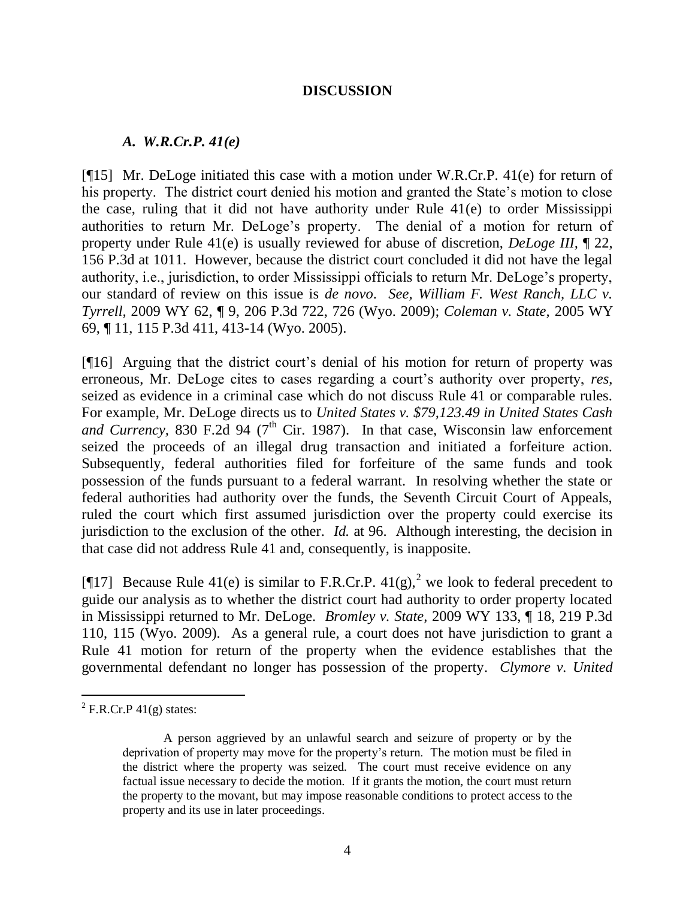## DISCUSSION

### *A. W.R.Cr.P. 41(e)*

[¶15] Mr. DeLoge initiated this case with a motion under W.R.Cr.P. 41(e) for return of his property. The district court denied his motion and granted the State's motion to close the case, ruling that it did not have authority under Rule 41(e) to order Mississippi authorities to return Mr. DeLoge's property. The denial of a motion for return of property under Rule 41(e) is usually reviewed for abuse of discretion, *DeLoge III*, ¶ 22, 156 P.3d at 1011. However, because the district court concluded it did not have the legal authority, i.e., jurisdiction, to order Mississippi officials to return Mr. DeLoge's property, our standard of review on this issue is *de novo*. *See*, *William F. West Ranch, LLC v. Tyrrell*, 2009 WY 62, ¶ 9, 206 P.3d 722, 726 (Wyo. 2009); *Coleman v. State*, 2005 WY 69, ¶ 11, 115 P.3d 411, 413-14 (Wyo. 2005).

[¶16] Arguing that the district court's denial of his motion for return of property was erroneous, Mr. DeLoge cites to cases regarding a court's authority over property, *res*, seized as evidence in a criminal case which do not discuss Rule 41 or comparable rules. For example, Mr. DeLoge directs us to *United States v. $79,123.49 in United States Cash and Currency*, 830 F.2d 94 (7th Cir. 1987). In that case, Wisconsin law enforcement seized the proceeds of an illegal drug transaction and initiated a forfeiture action. Subsequently, federal authorities filed for forfeiture of the same funds and took possession of the funds pursuant to a federal warrant. In resolving whether the state or federal authorities had authority over the funds, the Seventh Circuit Court of Appeals, ruled the court which first assumed jurisdiction over the property could exercise its jurisdiction to the exclusion of the other. *Id.* at 96. Although interesting, the decision in that case did not address Rule 41 and, consequently, is inapposite.

[¶17] Because Rule 41(e) is similar to F.R.Cr.P. 41(g),[2] we look to federal precedent to guide our analysis as to whether the district court had authority to order property located in Mississippi returned to Mr. DeLoge. *Bromley v. State*, 2009 WY 133, ¶ 18, 219 P.3d 110, 115 (Wyo. 2009). As a general rule, a court does not have jurisdiction to grant a Rule 41 motion for return of the property when the evidence establishes that the governmental defendant no longer has possession of the property. *Clymore v. United*

---

[2] F.R.Cr.P 41(g) states:

> A person aggrieved by an unlawful search and seizure of property or by the deprivation of property may move for the property's return. The motion must be filed in the district where the property was seized. The court must receive evidence on any factual issue necessary to decide the motion. If it grants the motion, the court must return the property to the movant, but may impose reasonable conditions to protect access to the property and its use in later proceedings.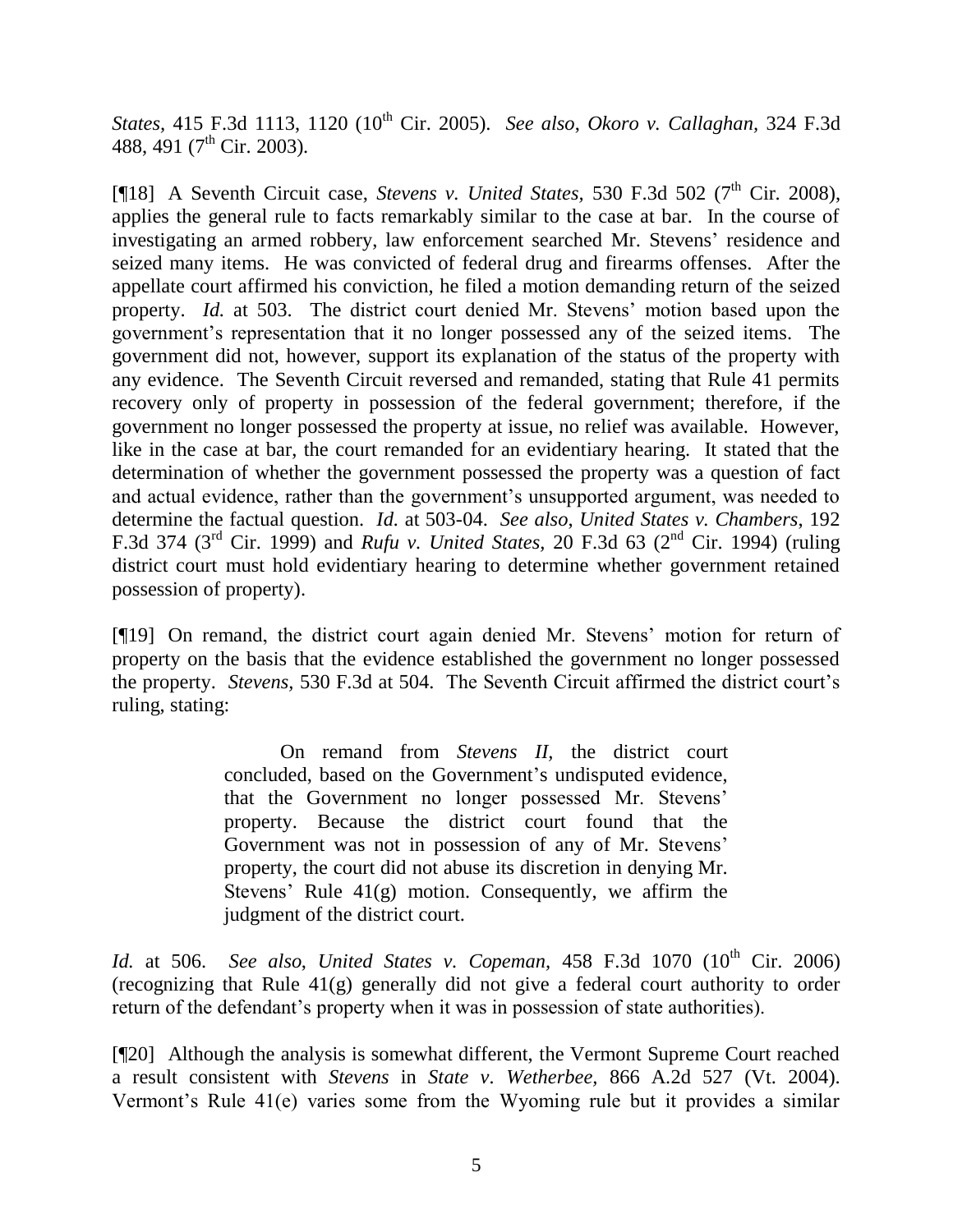*States,* 415 F.3d 1113, 1120 (10th Cir. 2005). *See also*, *Okoro v. Callaghan,* 324 F.3d 488, 491 (7th Cir. 2003).

[¶18] A Seventh Circuit case, *Stevens v. United States,* 530 F.3d 502 (7th Cir. 2008), applies the general rule to facts remarkably similar to the case at bar. In the course of investigating an armed robbery, law enforcement searched Mr. Stevens' residence and seized many items. He was convicted of federal drug and firearms offenses. After the appellate court affirmed his conviction, he filed a motion demanding return of the seized property. *Id.* at 503. The district court denied Mr. Stevens' motion based upon the government's representation that it no longer possessed any of the seized items. The government did not, however, support its explanation of the status of the property with any evidence. The Seventh Circuit reversed and remanded, stating that Rule 41 permits recovery only of property in possession of the federal government; therefore, if the government no longer possessed the property at issue, no relief was available. However, like in the case at bar, the court remanded for an evidentiary hearing. It stated that the determination of whether the government possessed the property was a question of fact and actual evidence, rather than the government's unsupported argument, was needed to determine the factual question. *Id.* at 503-04. *See also*, *United States v. Chambers*, 192 F.3d 374 (3rd Cir. 1999) and *Rufu v. United States,* 20 F.3d 63 (2nd Cir. 1994) (ruling district court must hold evidentiary hearing to determine whether government retained possession of property).

[¶19] On remand, the district court again denied Mr. Stevens' motion for return of property on the basis that the evidence established the government no longer possessed the property. *Stevens*, 530 F.3d at 504. The Seventh Circuit affirmed the district court's ruling, stating:

> On remand from *Stevens II,* the district court concluded, based on the Government's undisputed evidence, that the Government no longer possessed Mr. Stevens' property. Because the district court found that the Government was not in possession of any of Mr. Stevens' property, the court did not abuse its discretion in denying Mr. Stevens' Rule 41(g) motion. Consequently, we affirm the judgment of the district court.

*Id.* at 506. *See also*, *United States v. Copeman,* 458 F.3d 1070 (10th Cir. 2006) (recognizing that Rule 41(g) generally did not give a federal court authority to order return of the defendant's property when it was in possession of state authorities).

[¶20] Although the analysis is somewhat different, the Vermont Supreme Court reached a result consistent with *Stevens* in *State v. Wetherbee,* 866 A.2d 527 (Vt. 2004). Vermont's Rule 41(e) varies some from the Wyoming rule but it provides a similar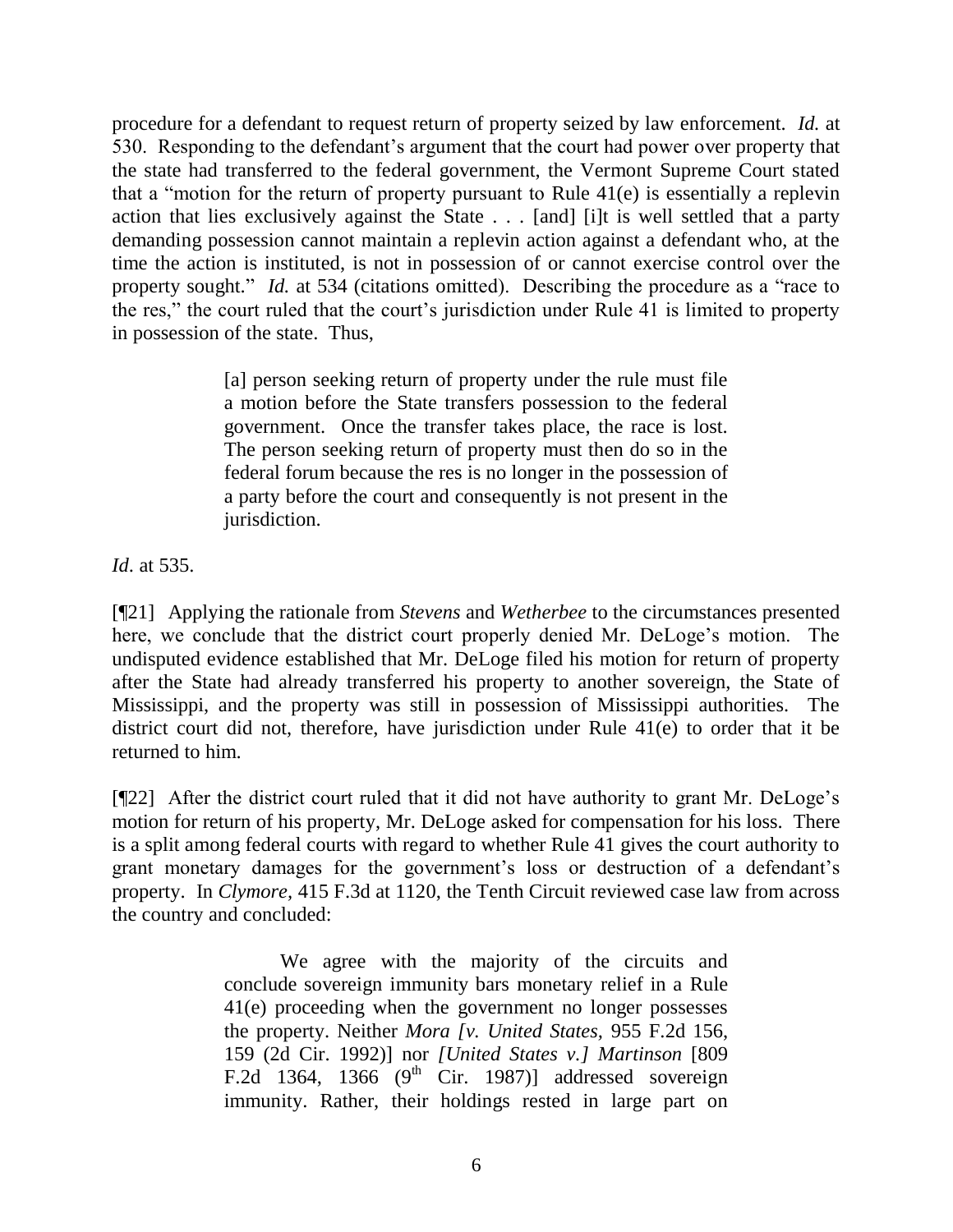procedure for a defendant to request return of property seized by law enforcement. *Id.* at 530. Responding to the defendant's argument that the court had power over property that the state had transferred to the federal government, the Vermont Supreme Court stated that a "motion for the return of property pursuant to Rule 41(e) is essentially a replevin action that lies exclusively against the State . . . [and] [i]t is well settled that a party demanding possession cannot maintain a replevin action against a defendant who, at the time the action is instituted, is not in possession of or cannot exercise control over the property sought." *Id.* at 534 (citations omitted). Describing the procedure as a "race to the res," the court ruled that the court's jurisdiction under Rule 41 is limited to property in possession of the state. Thus,

> [a] person seeking return of property under the rule must file a motion before the State transfers possession to the federal government. Once the transfer takes place, the race is lost. The person seeking return of property must then do so in the federal forum because the res is no longer in the possession of a party before the court and consequently is not present in the jurisdiction.

*Id*. at 535.

[¶21] Applying the rationale from *Stevens* and *Wetherbee* to the circumstances presented here, we conclude that the district court properly denied Mr. DeLoge's motion. The undisputed evidence established that Mr. DeLoge filed his motion for return of property after the State had already transferred his property to another sovereign, the State of Mississippi, and the property was still in possession of Mississippi authorities. The district court did not, therefore, have jurisdiction under Rule 41(e) to order that it be returned to him.

[¶22] After the district court ruled that it did not have authority to grant Mr. DeLoge's motion for return of his property, Mr. DeLoge asked for compensation for his loss. There is a split among federal courts with regard to whether Rule 41 gives the court authority to grant monetary damages for the government's loss or destruction of a defendant's property. In *Clymore*, 415 F.3d at 1120, the Tenth Circuit reviewed case law from across the country and concluded:

> We agree with the majority of the circuits and conclude sovereign immunity bars monetary relief in a Rule 41(e) proceeding when the government no longer possesses the property. Neither *Mora [v. United States*, 955 F.2d 156, 159 (2d Cir. 1992)] nor *[United States v.] Martinson* [809 F.2d 1364, 1366 (9th Cir. 1987)] addressed sovereign immunity. Rather, their holdings rested in large part on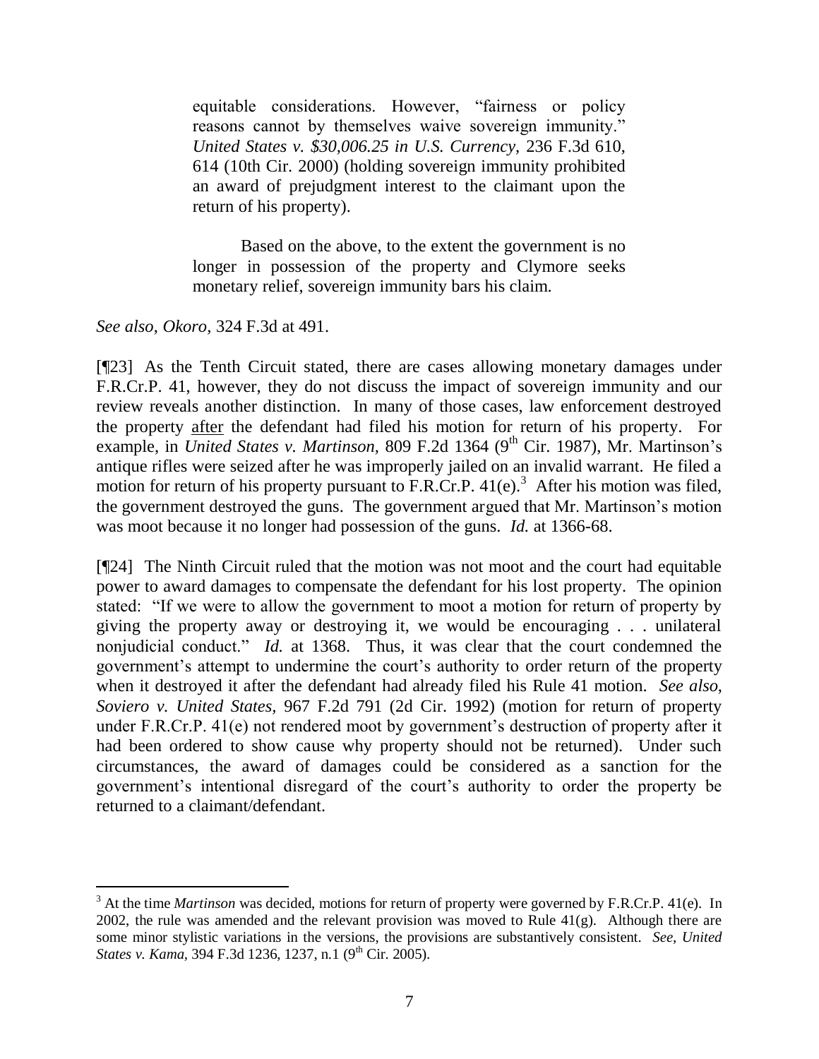> equitable considerations. However, "fairness or policy reasons cannot by themselves waive sovereign immunity." *United States v. $30,006.25 in U.S. Currency*, 236 F.3d 610, 614 (10th Cir. 2000) (holding sovereign immunity prohibited an award of prejudgment interest to the claimant upon the return of his property).
>
> Based on the above, to the extent the government is no longer in possession of the property and Clymore seeks monetary relief, sovereign immunity bars his claim.

*See also*, *Okoro*, 324 F.3d at 491.

[¶23] As the Tenth Circuit stated, there are cases allowing monetary damages under F.R.Cr.P. 41, however, they do not discuss the impact of sovereign immunity and our review reveals another distinction. In many of those cases, law enforcement destroyed the property <u>after</u> the defendant had filed his motion for return of his property. For example, in *United States v. Martinson*, 809 F.2d 1364 (9th Cir. 1987), Mr. Martinson's antique rifles were seized after he was improperly jailed on an invalid warrant. He filed a motion for return of his property pursuant to F.R.Cr.P. 41(e).[3] After his motion was filed, the government destroyed the guns. The government argued that Mr. Martinson's motion was moot because it no longer had possession of the guns. *Id.* at 1366-68.

[¶24] The Ninth Circuit ruled that the motion was not moot and the court had equitable power to award damages to compensate the defendant for his lost property. The opinion stated: "If we were to allow the government to moot a motion for return of property by giving the property away or destroying it, we would be encouraging . . . unilateral nonjudicial conduct." *Id.* at 1368. Thus, it was clear that the court condemned the government's attempt to undermine the court's authority to order return of the property when it destroyed it after the defendant had already filed his Rule 41 motion. *See also*, *Soviero v. United States*, 967 F.2d 791 (2d Cir. 1992) (motion for return of property under F.R.Cr.P. 41(e) not rendered moot by government's destruction of property after it had been ordered to show cause why property should not be returned). Under such circumstances, the award of damages could be considered as a sanction for the government's intentional disregard of the court's authority to order the property be returned to a claimant/defendant.

---

[3] At the time *Martinson* was decided, motions for return of property were governed by F.R.Cr.P. 41(e). In 2002, the rule was amended and the relevant provision was moved to Rule 41(g). Although there are some minor stylistic variations in the versions, the provisions are substantively consistent. *See*, *United States v. Kama*, 394 F.3d 1236, 1237, n.1 (9th Cir. 2005).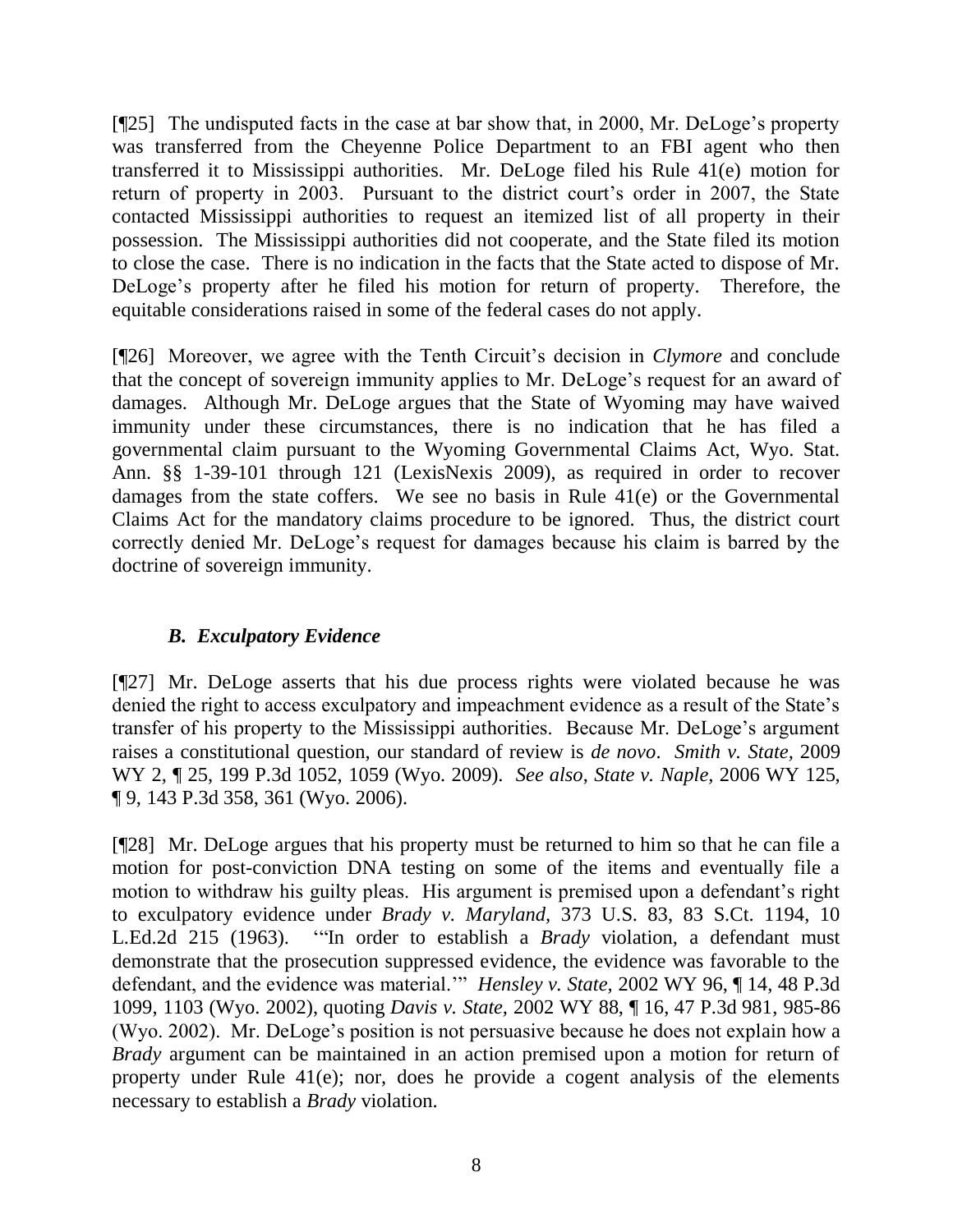[¶25] The undisputed facts in the case at bar show that, in 2000, Mr. DeLoge's property was transferred from the Cheyenne Police Department to an FBI agent who then transferred it to Mississippi authorities. Mr. DeLoge filed his Rule 41(e) motion for return of property in 2003. Pursuant to the district court's order in 2007, the State contacted Mississippi authorities to request an itemized list of all property in their possession. The Mississippi authorities did not cooperate, and the State filed its motion to close the case. There is no indication in the facts that the State acted to dispose of Mr. DeLoge's property after he filed his motion for return of property. Therefore, the equitable considerations raised in some of the federal cases do not apply.

[¶26] Moreover, we agree with the Tenth Circuit's decision in *Clymore* and conclude that the concept of sovereign immunity applies to Mr. DeLoge's request for an award of damages. Although Mr. DeLoge argues that the State of Wyoming may have waived immunity under these circumstances, there is no indication that he has filed a governmental claim pursuant to the Wyoming Governmental Claims Act, Wyo. Stat. Ann. §§ 1-39-101 through 121 (LexisNexis 2009), as required in order to recover damages from the state coffers. We see no basis in Rule 41(e) or the Governmental Claims Act for the mandatory claims procedure to be ignored. Thus, the district court correctly denied Mr. DeLoge's request for damages because his claim is barred by the doctrine of sovereign immunity.

### *B. Exculpatory Evidence*

[¶27] Mr. DeLoge asserts that his due process rights were violated because he was denied the right to access exculpatory and impeachment evidence as a result of the State's transfer of his property to the Mississippi authorities. Because Mr. DeLoge's argument raises a constitutional question, our standard of review is *de novo*. *Smith v. State*, 2009 WY 2, ¶ 25, 199 P.3d 1052, 1059 (Wyo. 2009). *See also*, *State v. Naple,* 2006 WY 125, ¶ 9, 143 P.3d 358, 361 (Wyo. 2006).

[¶28] Mr. DeLoge argues that his property must be returned to him so that he can file a motion for post-conviction DNA testing on some of the items and eventually file a motion to withdraw his guilty pleas. His argument is premised upon a defendant's right to exculpatory evidence under *Brady v. Maryland,* 373 U.S. 83, 83 S.Ct. 1194, 10 L.Ed.2d 215 (1963). '"In order to establish a *Brady* violation, a defendant must demonstrate that the prosecution suppressed evidence, the evidence was favorable to the defendant, and the evidence was material.'" *Hensley v. State,* 2002 WY 96, ¶ 14, 48 P.3d 1099, 1103 (Wyo. 2002), quoting *Davis v. State,* 2002 WY 88, ¶ 16, 47 P.3d 981, 985-86 (Wyo. 2002). Mr. DeLoge's position is not persuasive because he does not explain how a *Brady* argument can be maintained in an action premised upon a motion for return of property under Rule 41(e); nor, does he provide a cogent analysis of the elements necessary to establish a *Brady* violation.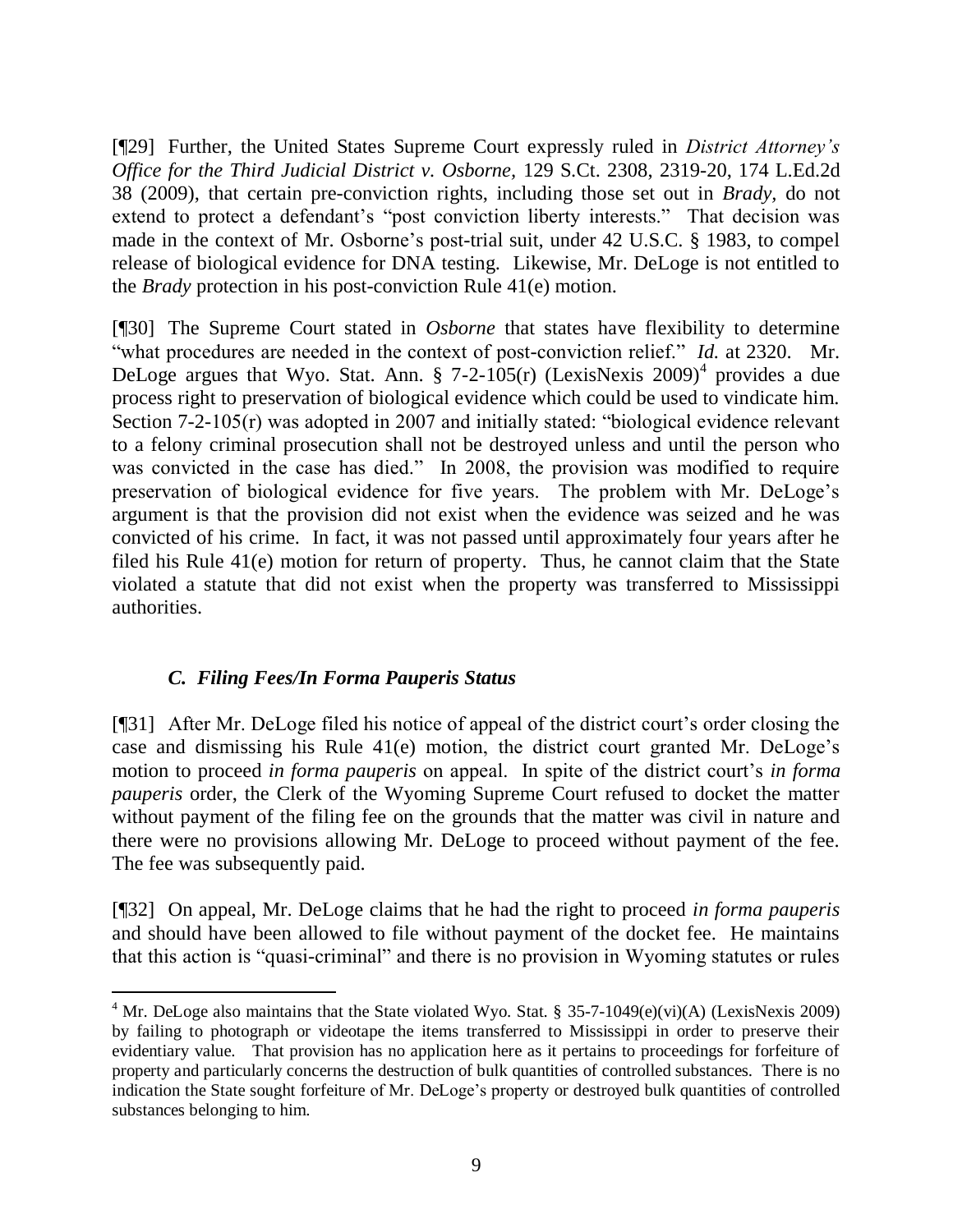[¶29] Further, the United States Supreme Court expressly ruled in *District Attorney's Office for the Third Judicial District v. Osborne*, 129 S.Ct. 2308, 2319-20, 174 L.Ed.2d 38 (2009), that certain pre-conviction rights, including those set out in *Brady*, do not extend to protect a defendant's "post conviction liberty interests." That decision was made in the context of Mr. Osborne's post-trial suit, under 42 U.S.C. § 1983, to compel release of biological evidence for DNA testing. Likewise, Mr. DeLoge is not entitled to the *Brady* protection in his post-conviction Rule 41(e) motion.

[¶30] The Supreme Court stated in *Osborne* that states have flexibility to determine "what procedures are needed in the context of post-conviction relief." *Id.* at 2320. Mr. DeLoge argues that Wyo. Stat. Ann. § 7-2-105(r) (LexisNexis 2009)[4] provides a due process right to preservation of biological evidence which could be used to vindicate him. Section 7-2-105(r) was adopted in 2007 and initially stated: "biological evidence relevant to a felony criminal prosecution shall not be destroyed unless and until the person who was convicted in the case has died." In 2008, the provision was modified to require preservation of biological evidence for five years. The problem with Mr. DeLoge's argument is that the provision did not exist when the evidence was seized and he was convicted of his crime. In fact, it was not passed until approximately four years after he filed his Rule 41(e) motion for return of property. Thus, he cannot claim that the State violated a statute that did not exist when the property was transferred to Mississippi authorities.

### *C. Filing Fees/In Forma Pauperis Status*

[¶31] After Mr. DeLoge filed his notice of appeal of the district court's order closing the case and dismissing his Rule 41(e) motion, the district court granted Mr. DeLoge's motion to proceed *in forma pauperis* on appeal. In spite of the district court's *in forma pauperis* order, the Clerk of the Wyoming Supreme Court refused to docket the matter without payment of the filing fee on the grounds that the matter was civil in nature and there were no provisions allowing Mr. DeLoge to proceed without payment of the fee. The fee was subsequently paid.

[¶32] On appeal, Mr. DeLoge claims that he had the right to proceed *in forma pauperis* and should have been allowed to file without payment of the docket fee. He maintains that this action is "quasi-criminal" and there is no provision in Wyoming statutes or rules

---

[4] Mr. DeLoge also maintains that the State violated Wyo. Stat. § 35-7-1049(e)(vi)(A) (LexisNexis 2009) by failing to photograph or videotape the items transferred to Mississippi in order to preserve their evidentiary value. That provision has no application here as it pertains to proceedings for forfeiture of property and particularly concerns the destruction of bulk quantities of controlled substances. There is no indication the State sought forfeiture of Mr. DeLoge's property or destroyed bulk quantities of controlled substances belonging to him.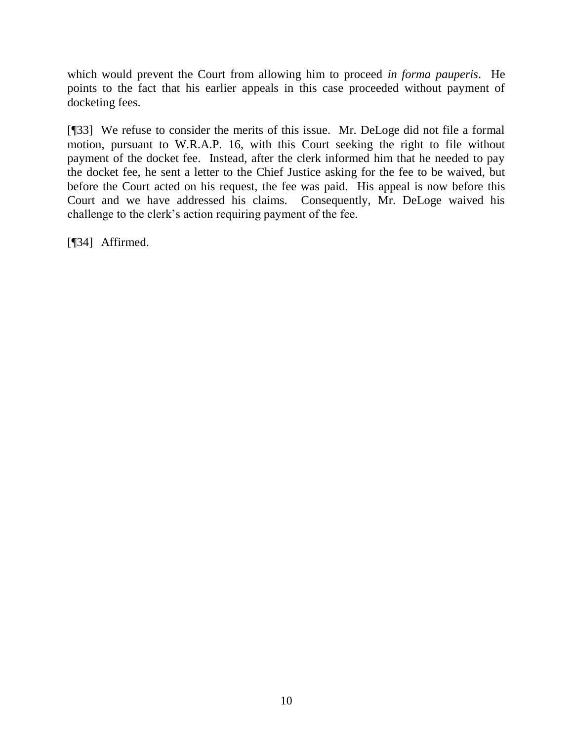which would prevent the Court from allowing him to proceed *in forma pauperis*. He points to the fact that his earlier appeals in this case proceeded without payment of docketing fees.

[¶33] We refuse to consider the merits of this issue. Mr. DeLoge did not file a formal motion, pursuant to W.R.A.P. 16, with this Court seeking the right to file without payment of the docket fee. Instead, after the clerk informed him that he needed to pay the docket fee, he sent a letter to the Chief Justice asking for the fee to be waived, but before the Court acted on his request, the fee was paid. His appeal is now before this Court and we have addressed his claims. Consequently, Mr. DeLoge waived his challenge to the clerk's action requiring payment of the fee.

[¶34] Affirmed.